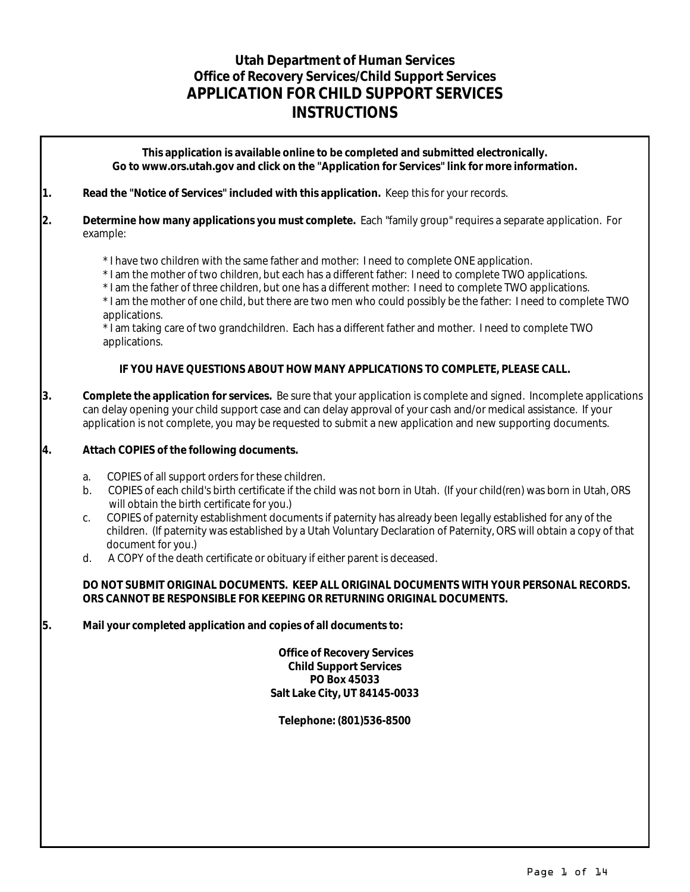# Utah Department of Human Services
## Office of Recovery Services/Child Support Services
## APPLICATION FOR CHILD SUPPORT SERVICES
## INSTRUCTIONS

**This application is available online to be completed and submitted electronically.**
**Go to www.ors.utah.gov and click on the "Application for Services" link for more information.**

1. **Read the "Notice of Services" included with this application.** Keep this for your records.

2. **Determine how many applications you must complete.** Each "family group" requires a separate application. For example:

   * I have two children with the same father and mother: I need to complete ONE application.
   * I am the mother of two children, but each has a different father: I need to complete TWO applications.
   * I am the father of three children, but one has a different mother: I need to complete TWO applications.
   * I am the mother of one child, but there are two men who could possibly be the father: I need to complete TWO applications.
   * I am taking care of two grandchildren. Each has a different father and mother. I need to complete TWO applications.

   **IF YOU HAVE QUESTIONS ABOUT HOW MANY APPLICATIONS TO COMPLETE, PLEASE CALL.**

3. **Complete the application for services.** Be sure that your application is complete and signed. Incomplete applications can delay opening your child support case and can delay approval of your cash and/or medical assistance. If your application is not complete, you may be requested to submit a new application and new supporting documents.

4. **Attach COPIES of the following documents.**

   a. COPIES of all support orders for these children.
   b. COPIES of each child's birth certificate if the child was not born in Utah. (If your child(ren) was born in Utah, ORS will obtain the birth certificate for you.)
   c. COPIES of paternity establishment documents if paternity has already been legally established for any of the children. (If paternity was established by a Utah Voluntary Declaration of Paternity, ORS will obtain a copy of that document for you.)
   d. A COPY of the death certificate or obituary if either parent is deceased.

   **DO NOT SUBMIT ORIGINAL DOCUMENTS. KEEP ALL ORIGINAL DOCUMENTS WITH YOUR PERSONAL RECORDS. ORS CANNOT BE RESPONSIBLE FOR KEEPING OR RETURNING ORIGINAL DOCUMENTS.**

5. **Mail your completed application and copies of all documents to:**

**Office of Recovery Services**
**Child Support Services**
**PO Box 45033**
**Salt Lake City, UT 84145-0033**

**Telephone: (801)536-8500**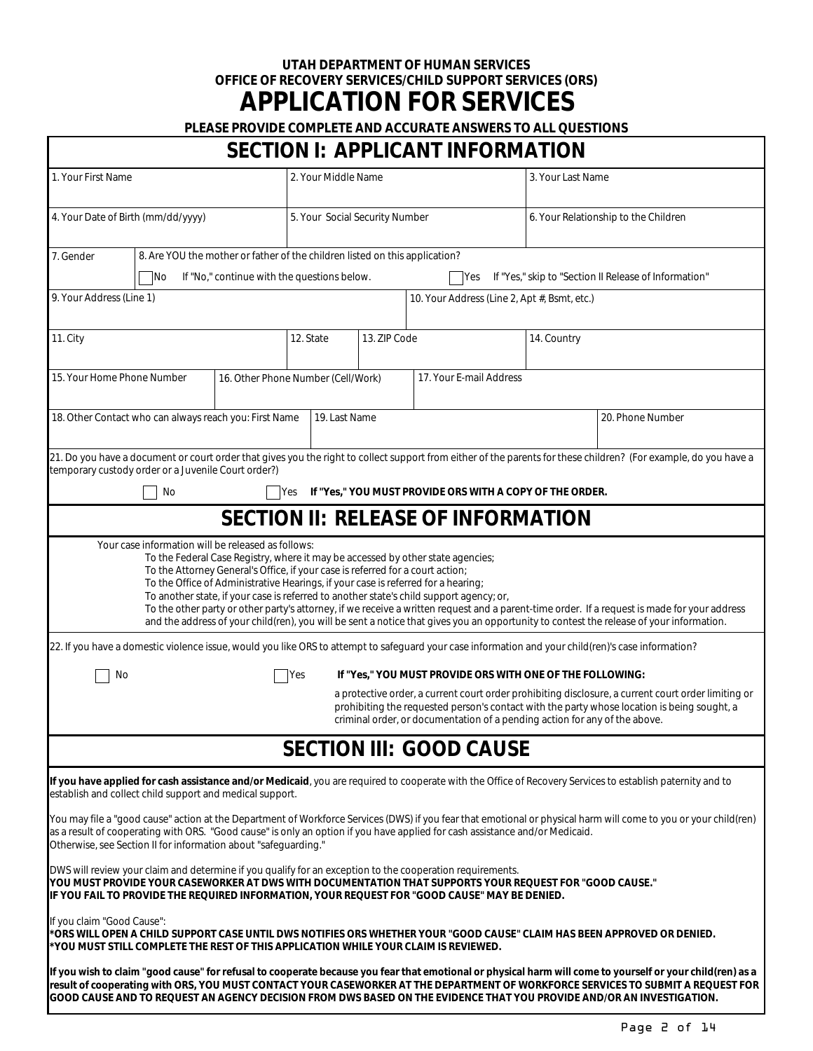**UTAH DEPARTMENT OF HUMAN SERVICES**
**OFFICE OF RECOVERY SERVICES/CHILD SUPPORT SERVICES (ORS)**

# APPLICATION FOR SERVICES

**PLEASE PROVIDE COMPLETE AND ACCURATE ANSWERS TO ALL QUESTIONS**

## SECTION I: APPLICANT INFORMATION

| 1. Your First Name | 2. Your Middle Name | 3. Your Last Name |
|---|---|---|
| | | |

| 4. Your Date of Birth (mm/dd/yyyy) | 5. Your Social Security Number | 6. Your Relationship to the Children |
|---|---|---|
| | | |

7. Gender

8. Are YOU the mother or father of the children listed on this application?

☐ No If "No," continue with the questions below. ☐ Yes If "Yes," skip to "Section II Release of Information"

| 9. Your Address (Line 1) | 10. Your Address (Line 2, Apt #, Bsmt, etc.) |
|---|---|
| | |

| 11. City | 12. State | 13. ZIP Code | 14. Country |
|---|---|---|---|
| | | | |

| 15. Your Home Phone Number | 16. Other Phone Number (Cell/Work) | 17. Your E-mail Address |
|---|---|---|
| | | |

| 18. Other Contact who can always reach you: First Name | 19. Last Name | 20. Phone Number |
|---|---|---|
| | | |

21. Do you have a document or court order that gives you the right to collect support from either of the parents for these children? (For example, do you have a temporary custody order or a Juvenile Court order?)

☐ No ☐ Yes **If "Yes," YOU MUST PROVIDE ORS WITH A COPY OF THE ORDER.**

## SECTION II: RELEASE OF INFORMATION

Your case information will be released as follows:

- To the Federal Case Registry, where it may be accessed by other state agencies;
- To the Attorney General's Office, if your case is referred for a court action;
- To the Office of Administrative Hearings, if your case is referred for a hearing;
- To another state, if your case is referred to another state's child support agency; or,
- To the other party or other party's attorney, if we receive a written request and a parent-time order. If a request is made for your address and the address of your child(ren), you will be sent a notice that gives you an opportunity to contest the release of your information.

22. If you have a domestic violence issue, would you like ORS to attempt to safeguard your case information and your child(ren)'s case information?

☐ No ☐ Yes **If "Yes," YOU MUST PROVIDE ORS WITH ONE OF THE FOLLOWING:**

a protective order, a current court order prohibiting disclosure, a current court order limiting or prohibiting the requested person's contact with the party whose location is being sought, a criminal order, or documentation of a pending action for any of the above.

## SECTION III: GOOD CAUSE

**If you have applied for cash assistance and/or Medicaid**, you are required to cooperate with the Office of Recovery Services to establish paternity and to establish and collect child support and medical support.

You may file a "good cause" action at the Department of Workforce Services (DWS) if you fear that emotional or physical harm will come to you or your child(ren) as a result of cooperating with ORS. "Good cause" is only an option if you have applied for cash assistance and/or Medicaid. Otherwise, see Section II for information about "safeguarding."

DWS will review your claim and determine if you qualify for an exception to the cooperation requirements.
**YOU MUST PROVIDE YOUR CASEWORKER AT DWS WITH DOCUMENTATION THAT SUPPORTS YOUR REQUEST FOR "GOOD CAUSE."**
**IF YOU FAIL TO PROVIDE THE REQUIRED INFORMATION, YOUR REQUEST FOR "GOOD CAUSE" MAY BE DENIED.**

If you claim "Good Cause":
**\*ORS WILL OPEN A CHILD SUPPORT CASE UNTIL DWS NOTIFIES ORS WHETHER YOUR "GOOD CAUSE" CLAIM HAS BEEN APPROVED OR DENIED.**
**\*YOU MUST STILL COMPLETE THE REST OF THIS APPLICATION WHILE YOUR CLAIM IS REVIEWED.**

**If you wish to claim "good cause" for refusal to cooperate because you fear that emotional or physical harm will come to yourself or your child(ren) as a result of cooperating with ORS, YOU MUST CONTACT YOUR CASEWORKER AT THE DEPARTMENT OF WORKFORCE SERVICES TO SUBMIT A REQUEST FOR GOOD CAUSE AND TO REQUEST AN AGENCY DECISION FROM DWS BASED ON THE EVIDENCE THAT YOU PROVIDE AND/OR AN INVESTIGATION.**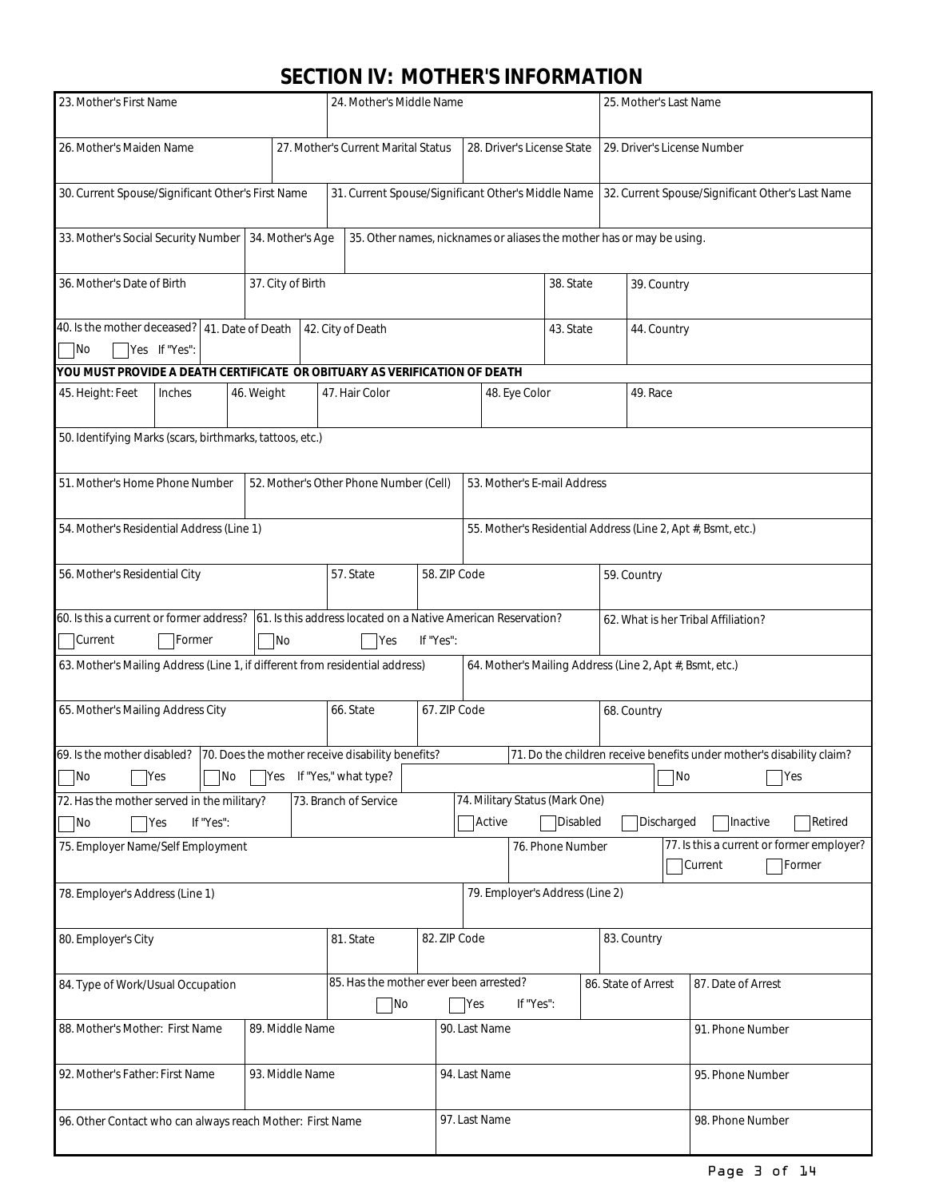# SECTION IV: MOTHER'S INFORMATION

| 23. Mother's First Name | 24. Mother's Middle Name | 25. Mother's Last Name |
|---|---|---|
| | | |

| 26. Mother's Maiden Name | 27. Mother's Current Marital Status | 28. Driver's License State | 29. Driver's License Number |
|---|---|---|---|
| | | | |

| 30. Current Spouse/Significant Other's First Name | 31. Current Spouse/Significant Other's Middle Name | 32. Current Spouse/Significant Other's Last Name |
|---|---|---|
| | | |

| 33. Mother's Social Security Number | 34. Mother's Age | 35. Other names, nicknames or aliases the mother has or may be using. |
|---|---|---|
| | | |

| 36. Mother's Date of Birth | 37. City of Birth | 38. State | 39. Country |
|---|---|---|---|
| | | | |

| 40. Is the mother deceased? ☐ No ☐ Yes If "Yes": | 41. Date of Death | 42. City of Death | 43. State | 44. Country |
|---|---|---|---|---|
| | | | | |

**YOU MUST PROVIDE A DEATH CERTIFICATE OR OBITUARY AS VERIFICATION OF DEATH**

| 45. Height: Feet | Inches | 46. Weight | 47. Hair Color | 48. Eye Color | 49. Race |
|---|---|---|---|---|---|
| | | | | | |

| 50. Identifying Marks (scars, birthmarks, tattoos, etc.) |
|---|
| |

| 51. Mother's Home Phone Number | 52. Mother's Other Phone Number (Cell) | 53. Mother's E-mail Address |
|---|---|---|
| | | |

| 54. Mother's Residential Address (Line 1) | 55. Mother's Residential Address (Line 2, Apt #, Bsmt, etc.) |
|---|---|
| | |

| 56. Mother's Residential City | 57. State | 58. ZIP Code | 59. Country |
|---|---|---|---|
| | | | |

| 60. Is this a current or former address? ☐ Current ☐ Former | 61. Is this address located on a Native American Reservation? ☐ No ☐ Yes If "Yes": | 62. What is her Tribal Affiliation? |
|---|---|---|
| | | |

| 63. Mother's Mailing Address (Line 1, if different from residential address) | 64. Mother's Mailing Address (Line 2, Apt #, Bsmt, etc.) |
|---|---|
| | |

| 65. Mother's Mailing Address City | 66. State | 67. ZIP Code | 68. Country |
|---|---|---|---|
| | | | |

| 69. Is the mother disabled? ☐ No ☐ Yes | 70. Does the mother receive disability benefits? ☐ No ☐ Yes If "Yes," what type? | 71. Do the children receive benefits under mother's disability claim? ☐ No ☐ Yes |
|---|---|---|
| | | |

| 72. Has the mother served in the military? ☐ No ☐ Yes If "Yes": | 73. Branch of Service | 74. Military Status (Mark One) ☐ Active ☐ Disabled ☐ Discharged ☐ Inactive ☐ Retired |
|---|---|---|
| | | |

| 75. Employer Name/Self Employment | 76. Phone Number | 77. Is this a current or former employer? ☐ Current ☐ Former |
|---|---|---|
| | | |

| 78. Employer's Address (Line 1) | 79. Employer's Address (Line 2) |
|---|---|
| | |

| 80. Employer's City | 81. State | 82. ZIP Code | 83. Country |
|---|---|---|---|
| | | | |

| 84. Type of Work/Usual Occupation | 85. Has the mother ever been arrested? ☐ No ☐ Yes If "Yes": | 86. State of Arrest | 87. Date of Arrest |
|---|---|---|---|
| | | | |

| 88. Mother's Mother: First Name | 89. Middle Name | 90. Last Name | 91. Phone Number |
|---|---|---|---|
| | | | |

| 92. Mother's Father: First Name | 93. Middle Name | 94. Last Name | 95. Phone Number |
|---|---|---|---|
| | | | |

| 96. Other Contact who can always reach Mother: First Name | 97. Last Name | 98. Phone Number |
|---|---|---|
| | | |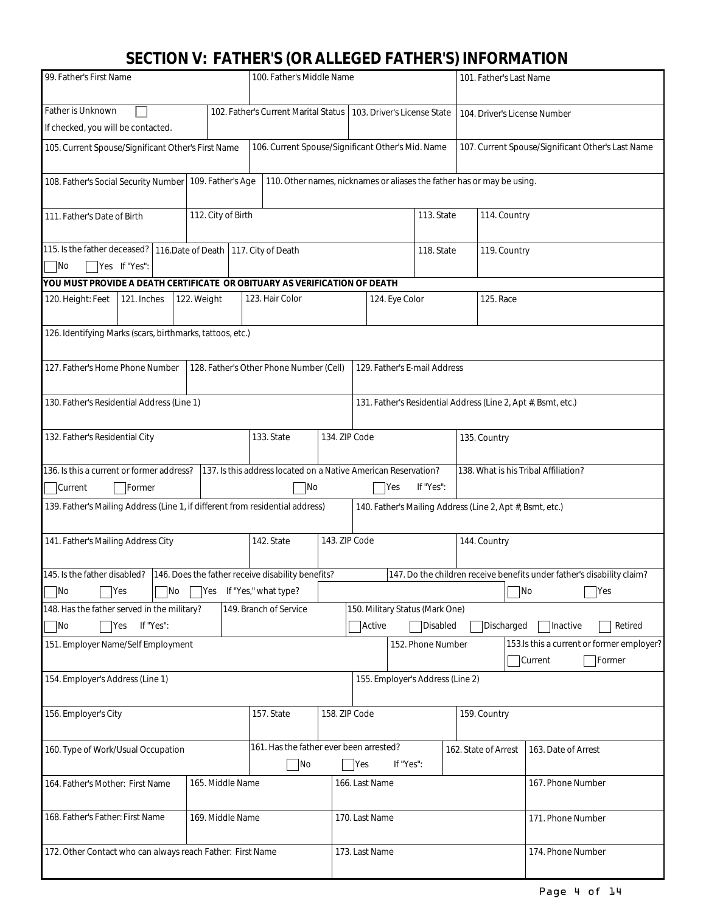# SECTION V: FATHER'S (OR ALLEGED FATHER'S) INFORMATION

| 99. Father's First Name | 100. Father's Middle Name | 101. Father's Last Name |
|---|---|---|
| | | |

| Father is Unknown ☐ If checked, you will be contacted. | 102. Father's Current Marital Status | 103. Driver's License State | 104. Driver's License Number |
|---|---|---|---|
| | | | |

| 105. Current Spouse/Significant Other's First Name | 106. Current Spouse/Significant Other's Mid. Name | 107. Current Spouse/Significant Other's Last Name |
|---|---|---|
| | | |

| 108. Father's Social Security Number | 109. Father's Age | 110. Other names, nicknames or aliases the father has or may be using. |
|---|---|---|
| | | |

| 111. Father's Date of Birth | 112. City of Birth | 113. State | 114. Country |
|---|---|---|---|
| | | | |

| 115. Is the father deceased? ☐ No ☐ Yes If "Yes": | 116.Date of Death | 117. City of Death | 118. State | 119. Country |
|---|---|---|---|---|
| | | | | |

**YOU MUST PROVIDE A DEATH CERTIFICATE OR OBITUARY AS VERIFICATION OF DEATH**

| 120. Height: Feet | 121. Inches | 122. Weight | 123. Hair Color | 124. Eye Color | 125. Race |
|---|---|---|---|---|---|
| | | | | | |

| 126. Identifying Marks (scars, birthmarks, tattoos, etc.) |
|---|
| |

| 127. Father's Home Phone Number | 128. Father's Other Phone Number (Cell) | 129. Father's E-mail Address |
|---|---|---|
| | | |

| 130. Father's Residential Address (Line 1) | 131. Father's Residential Address (Line 2, Apt #, Bsmt, etc.) |
|---|---|
| | |

| 132. Father's Residential City | 133. State | 134. ZIP Code | 135. Country |
|---|---|---|---|
| | | | |

| 136. Is this a current or former address? | 137. Is this address located on a Native American Reservation? | 138. What is his Tribal Affiliation? |
|---|---|---|
| ☐ Current ☐ Former | ☐ No ☐ Yes If "Yes": | |

| 139. Father's Mailing Address (Line 1, if different from residential address) | 140. Father's Mailing Address (Line 2, Apt #, Bsmt, etc.) |
|---|---|
| | |

| 141. Father's Mailing Address City | 142. State | 143. ZIP Code | 144. Country |
|---|---|---|---|
| | | | |

| 145. Is the father disabled? | 146. Does the father receive disability benefits? | 147. Do the children receive benefits under father's disability claim? |
|---|---|---|
| ☐ No ☐ Yes | ☐ No ☐ Yes If "Yes," what type? | ☐ No ☐ Yes |

| 148. Has the father served in the military? | 149. Branch of Service | 150. Military Status (Mark One) |
|---|---|---|
| ☐ No ☐ Yes If "Yes": | | ☐ Active ☐ Disabled ☐ Discharged ☐ Inactive ☐ Retired |

| 151. Employer Name/Self Employment | 152. Phone Number | 153.Is this a current or former employer? |
|---|---|---|
| | | ☐ Current ☐ Former |

| 154. Employer's Address (Line 1) | 155. Employer's Address (Line 2) |
|---|---|
| | |

| 156. Employer's City | 157. State | 158. ZIP Code | 159. Country |
|---|---|---|---|
| | | | |

| 160. Type of Work/Usual Occupation | 161. Has the father ever been arrested? | 162. State of Arrest | 163. Date of Arrest |
|---|---|---|---|
| | ☐ No ☐ Yes If "Yes": | | |

| 164. Father's Mother: First Name | 165. Middle Name | 166. Last Name | 167. Phone Number |
|---|---|---|---|
| | | | |

| 168. Father's Father: First Name | 169. Middle Name | 170. Last Name | 171. Phone Number |
|---|---|---|---|
| | | | |

| 172. Other Contact who can always reach Father: First Name | 173. Last Name | 174. Phone Number |
|---|---|---|
| | | |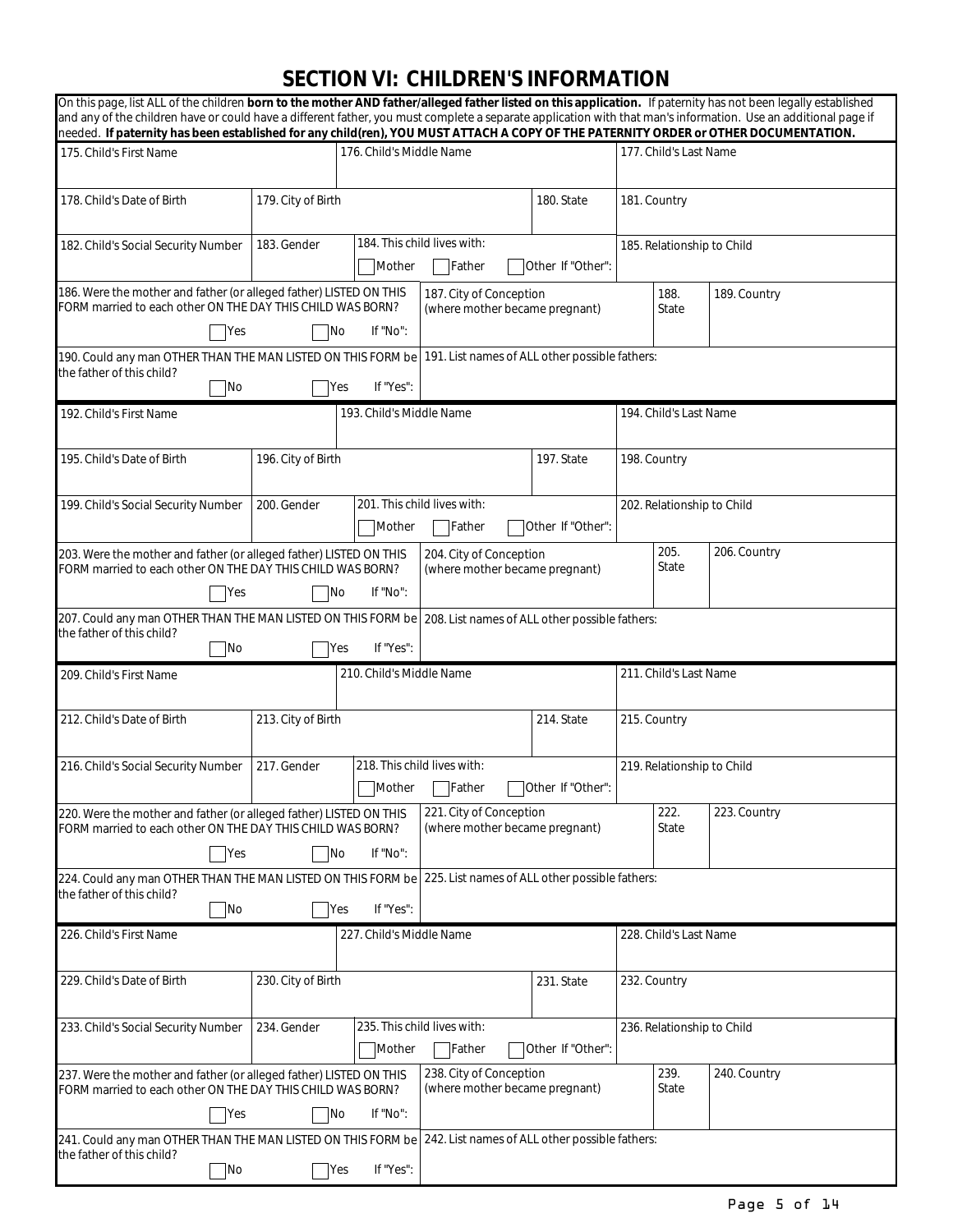# SECTION VI: CHILDREN'S INFORMATION

On this page, list ALL of the children **born to the mother AND father/alleged father listed on this application.** If paternity has not been legally established and any of the children have or could have a different father, you must complete a separate application with that man's information. Use an additional page if needed. **If paternity has been established for any child(ren), YOU MUST ATTACH A COPY OF THE PATERNITY ORDER or OTHER DOCUMENTATION.**

| 175. Child's First Name | | 176. Child's Middle Name | | 177. Child's Last Name | |
|---|---|---|---|---|---|
| 178. Child's Date of Birth | 179. City of Birth | | 180. State | 181. Country | |
| 182. Child's Social Security Number | 183. Gender | 184. This child lives with: ☐ Mother ☐ Father ☐ Other If "Other": | | 185. Relationship to Child | |
| 186. Were the mother and father (or alleged father) LISTED ON THIS FORM married to each other ON THE DAY THIS CHILD WAS BORN? ☐ Yes ☐ No If "No": | | 187. City of Conception (where mother became pregnant) | | 188. State | 189. Country |
| 190. Could any man OTHER THAN THE MAN LISTED ON THIS FORM be the father of this child? ☐ No ☐ Yes If "Yes": | | 191. List names of ALL other possible fathers: | | | |

| 192. Child's First Name | | 193. Child's Middle Name | | 194. Child's Last Name | |
|---|---|---|---|---|---|
| 195. Child's Date of Birth | 196. City of Birth | | 197. State | 198. Country | |
| 199. Child's Social Security Number | 200. Gender | 201. This child lives with: ☐ Mother ☐ Father ☐ Other If "Other": | | 202. Relationship to Child | |
| 203. Were the mother and father (or alleged father) LISTED ON THIS FORM married to each other ON THE DAY THIS CHILD WAS BORN? ☐ Yes ☐ No If "No": | | 204. City of Conception (where mother became pregnant) | | 205. State | 206. Country |
| 207. Could any man OTHER THAN THE MAN LISTED ON THIS FORM be the father of this child? ☐ No ☐ Yes If "Yes": | | 208. List names of ALL other possible fathers: | | | |

| 209. Child's First Name | | 210. Child's Middle Name | | 211. Child's Last Name | |
|---|---|---|---|---|---|
| 212. Child's Date of Birth | 213. City of Birth | | 214. State | 215. Country | |
| 216. Child's Social Security Number | 217. Gender | 218. This child lives with: ☐ Mother ☐ Father ☐ Other If "Other": | | 219. Relationship to Child | |
| 220. Were the mother and father (or alleged father) LISTED ON THIS FORM married to each other ON THE DAY THIS CHILD WAS BORN? ☐ Yes ☐ No If "No": | | 221. City of Conception (where mother became pregnant) | | 222. State | 223. Country |
| 224. Could any man OTHER THAN THE MAN LISTED ON THIS FORM be the father of this child? ☐ No ☐ Yes If "Yes": | | 225. List names of ALL other possible fathers: | | | |

| 226. Child's First Name | | 227. Child's Middle Name | | 228. Child's Last Name | |
|---|---|---|---|---|---|
| 229. Child's Date of Birth | 230. City of Birth | | 231. State | 232. Country | |
| 233. Child's Social Security Number | 234. Gender | 235. This child lives with: ☐ Mother ☐ Father ☐ Other If "Other": | | 236. Relationship to Child | |
| 237. Were the mother and father (or alleged father) LISTED ON THIS FORM married to each other ON THE DAY THIS CHILD WAS BORN? ☐ Yes ☐ No If "No": | | 238. City of Conception (where mother became pregnant) | | 239. State | 240. Country |
| 241. Could any man OTHER THAN THE MAN LISTED ON THIS FORM be the father of this child? ☐ No ☐ Yes If "Yes": | | 242. List names of ALL other possible fathers: | | | |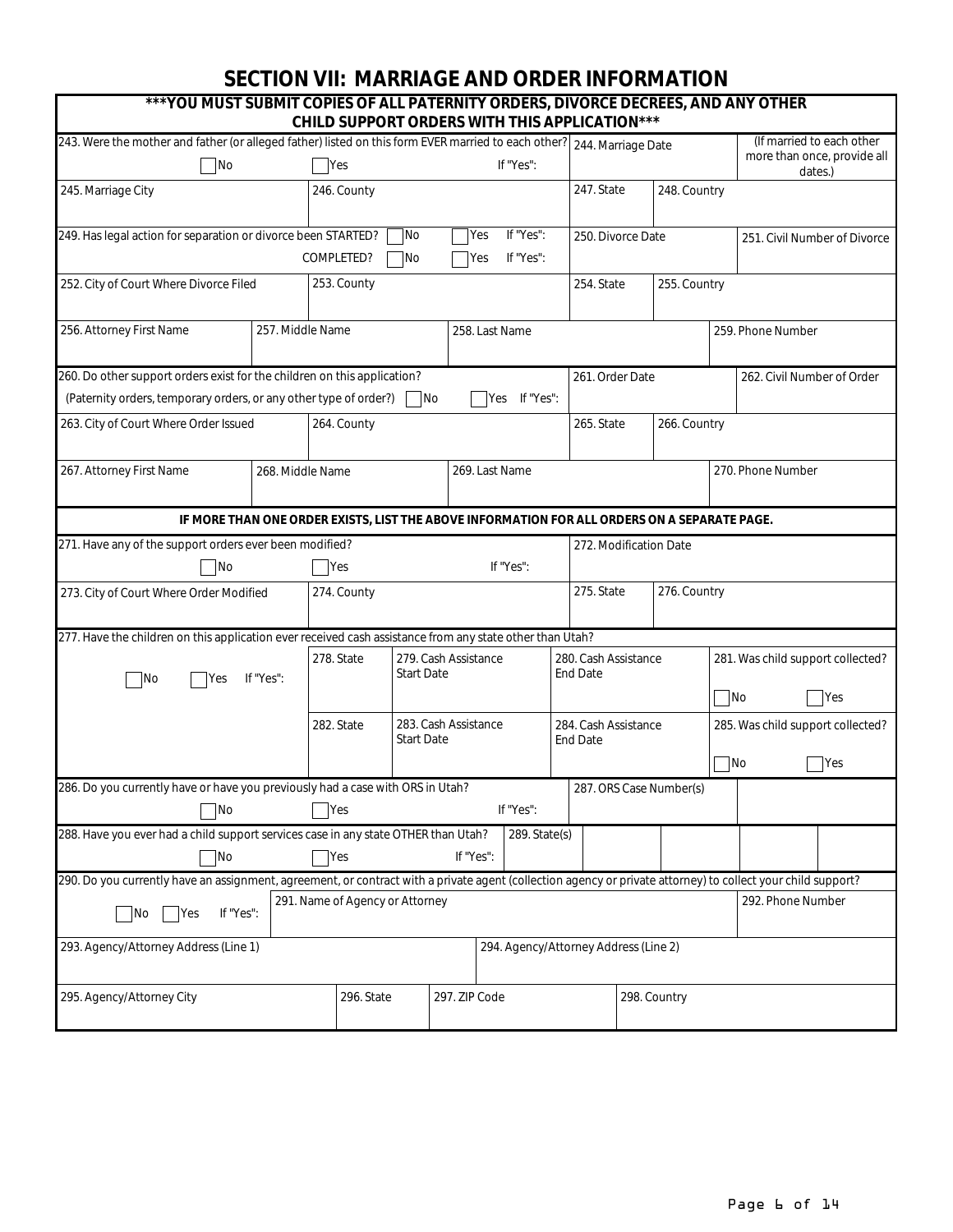# SECTION VII: MARRIAGE AND ORDER INFORMATION

**\*\*\*YOU MUST SUBMIT COPIES OF ALL PATERNITY ORDERS, DIVORCE DECREES, AND ANY OTHER CHILD SUPPORT ORDERS WITH THIS APPLICATION\*\*\***

243. Were the mother and father (or alleged father) listed on this form EVER married to each other? ☐ No ☐ Yes If "Yes":

| 244. Marriage Date | (If married to each other more than once, provide all dates.) |
|---|---|
| | |

| 245. Marriage City | 246. County | 247. State | 248. Country |
|---|---|---|---|
| | | | |

249. Has legal action for separation or divorce been STARTED? ☐ No ☐ Yes If "Yes":
COMPLETED? ☐ No ☐ Yes If "Yes":

| 250. Divorce Date | 251. Civil Number of Divorce |
|---|---|
| | |

| 252. City of Court Where Divorce Filed | 253. County | 254. State | 255. Country |
|---|---|---|---|
| | | | |

| 256. Attorney First Name | 257. Middle Name | 258. Last Name | 259. Phone Number |
|---|---|---|---|
| | | | |

260. Do other support orders exist for the children on this application?
(Paternity orders, temporary orders, or any other type of order?) ☐ No ☐ Yes If "Yes":

| 261. Order Date | 262. Civil Number of Order |
|---|---|
| | |

| 263. City of Court Where Order Issued | 264. County | 265. State | 266. Country |
|---|---|---|---|
| | | | |

| 267. Attorney First Name | 268. Middle Name | 269. Last Name | 270. Phone Number |
|---|---|---|---|
| | | | |

**IF MORE THAN ONE ORDER EXISTS, LIST THE ABOVE INFORMATION FOR ALL ORDERS ON A SEPARATE PAGE.**

271. Have any of the support orders ever been modified? ☐ No ☐ Yes If "Yes":

| 272. Modification Date |
|---|
| |

| 273. City of Court Where Order Modified | 274. County | 275. State | 276. Country |
|---|---|---|---|
| | | | |

277. Have the children on this application ever received cash assistance from any state other than Utah?
☐ No ☐ Yes If "Yes":

| 278. State | 279. Cash Assistance Start Date | 280. Cash Assistance End Date | 281. Was child support collected? |
|---|---|---|---|
| | | | ☐ No ☐ Yes |
| **282. State** | **283. Cash Assistance Start Date** | **284. Cash Assistance End Date** | **285. Was child support collected?** |
| | | | ☐ No ☐ Yes |

286. Do you currently have or have you previously had a case with ORS in Utah? ☐ No ☐ Yes If "Yes":
287. ORS Case Number(s)

288. Have you ever had a child support services case in any state OTHER than Utah? ☐ No ☐ Yes If "Yes":
289. State(s)

290. Do you currently have an assignment, agreement, or contract with a private agent (collection agency or private attorney) to collect your child support?
☐ No ☐ Yes If "Yes":

| 291. Name of Agency or Attorney | 292. Phone Number |
|---|---|
| | |

| 293. Agency/Attorney Address (Line 1) | 294. Agency/Attorney Address (Line 2) |
|---|---|
| | |

| 295. Agency/Attorney City | 296. State | 297. ZIP Code | 298. Country |
|---|---|---|---|
| | | | |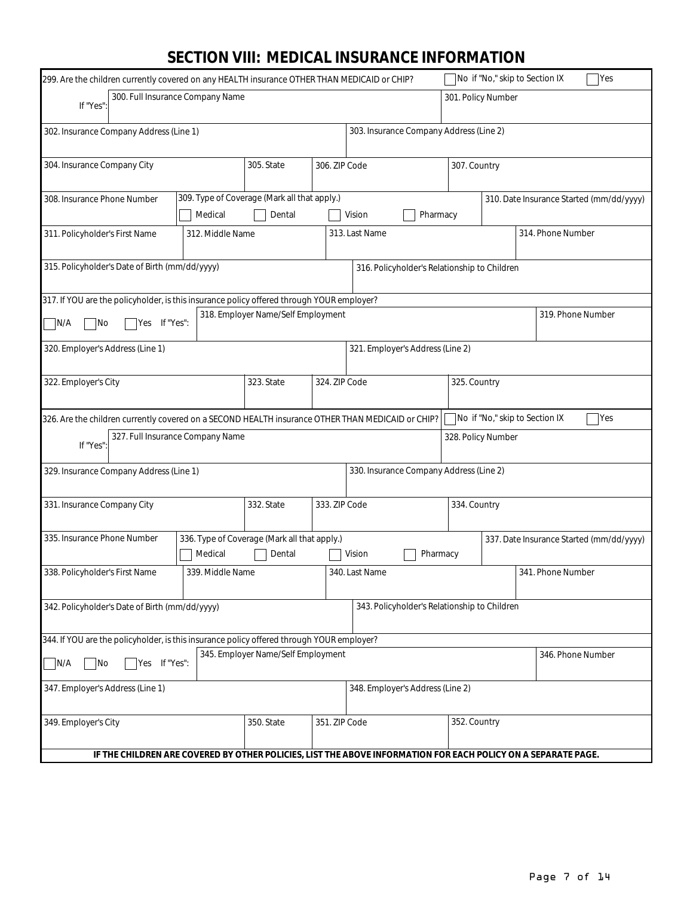# SECTION VIII: MEDICAL INSURANCE INFORMATION

299. Are the children currently covered on any HEALTH insurance OTHER THAN MEDICAID or CHIP? ☐ No if "No," skip to Section IX ☐ Yes

If "Yes":

| 300. Full Insurance Company Name | | | 301. Policy Number |
|---|---|---|---|
| 302. Insurance Company Address (Line 1) | | 303. Insurance Company Address (Line 2) | |
| 304. Insurance Company City | 305. State | 306. ZIP Code | 307. Country |
| 308. Insurance Phone Number | 309. Type of Coverage (Mark all that apply.) ☐ Medical ☐ Dental ☐ Vision ☐ Pharmacy | | 310. Date Insurance Started (mm/dd/yyyy) |
| 311. Policyholder's First Name | 312. Middle Name | 313. Last Name | 314. Phone Number |
| 315. Policyholder's Date of Birth (mm/dd/yyyy) | | 316. Policyholder's Relationship to Children | |

317. If YOU are the policyholder, is this insurance policy offered through YOUR employer?

☐ N/A ☐ No ☐ Yes If "Yes":

| 318. Employer Name/Self Employment | | | 319. Phone Number |
|---|---|---|---|
| 320. Employer's Address (Line 1) | | 321. Employer's Address (Line 2) | |
| 322. Employer's City | 323. State | 324. ZIP Code | 325. Country |

326. Are the children currently covered on a SECOND HEALTH insurance OTHER THAN MEDICAID or CHIP? ☐ No if "No," skip to Section IX ☐ Yes

If "Yes":

| 327. Full Insurance Company Name | | | 328. Policy Number |
|---|---|---|---|
| 329. Insurance Company Address (Line 1) | | 330. Insurance Company Address (Line 2) | |
| 331. Insurance Company City | 332. State | 333. ZIP Code | 334. Country |
| 335. Insurance Phone Number | 336. Type of Coverage (Mark all that apply.) ☐ Medical ☐ Dental ☐ Vision ☐ Pharmacy | | 337. Date Insurance Started (mm/dd/yyyy) |
| 338. Policyholder's First Name | 339. Middle Name | 340. Last Name | 341. Phone Number |
| 342. Policyholder's Date of Birth (mm/dd/yyyy) | | 343. Policyholder's Relationship to Children | |

344. If YOU are the policyholder, is this insurance policy offered through YOUR employer?

☐ N/A ☐ No ☐ Yes If "Yes":

| 345. Employer Name/Self Employment | | | 346. Phone Number |
|---|---|---|---|
| 347. Employer's Address (Line 1) | | 348. Employer's Address (Line 2) | |
| 349. Employer's City | 350. State | 351. ZIP Code | 352. Country |

**IF THE CHILDREN ARE COVERED BY OTHER POLICIES, LIST THE ABOVE INFORMATION FOR EACH POLICY ON A SEPARATE PAGE.**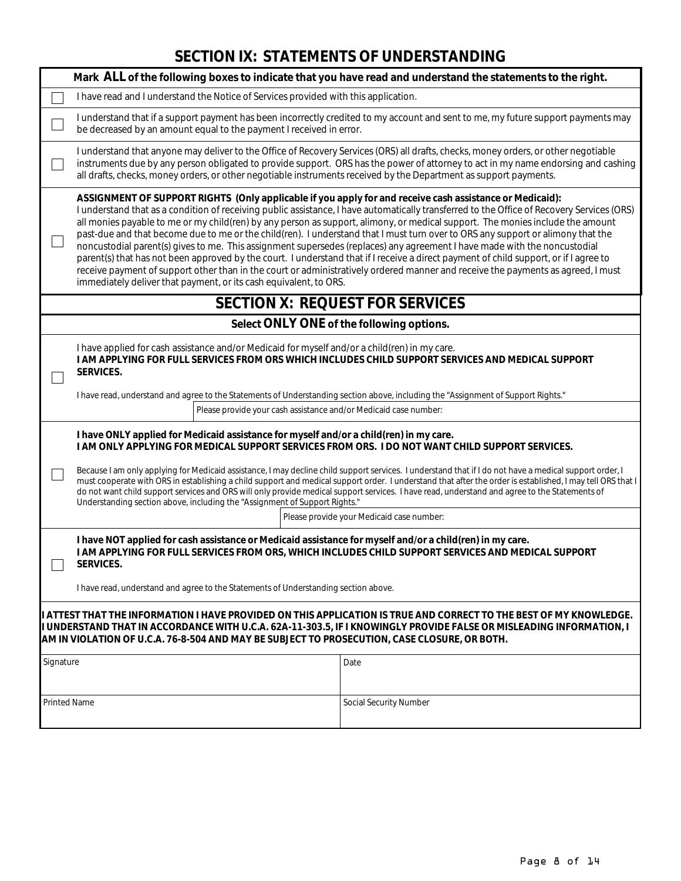## SECTION IX: STATEMENTS OF UNDERSTANDING

**Mark ALL of the following boxes to indicate that you have read and understand the statements to the right.**

- ☐ I have read and I understand the Notice of Services provided with this application.
- ☐ I understand that if a support payment has been incorrectly credited to my account and sent to me, my future support payments may be decreased by an amount equal to the payment I received in error.
- ☐ I understand that anyone may deliver to the Office of Recovery Services (ORS) all drafts, checks, money orders, or other negotiable instruments due by any person obligated to provide support. ORS has the power of attorney to act in my name endorsing and cashing all drafts, checks, money orders, or other negotiable instruments received by the Department as support payments.
- ☐ **ASSIGNMENT OF SUPPORT RIGHTS (Only applicable if you apply for and receive cash assistance or Medicaid):** I understand that as a condition of receiving public assistance, I have automatically transferred to the Office of Recovery Services (ORS) all monies payable to me or my child(ren) by any person as support, alimony, or medical support. The monies include the amount past-due and that become due to me or the child(ren). I understand that I must turn over to ORS any support or alimony that the noncustodial parent(s) gives to me. This assignment supersedes (replaces) any agreement I have made with the noncustodial parent(s) that has not been approved by the court. I understand that if I receive a direct payment of child support, or if I agree to receive payment of support other than in the court or administratively ordered manner and receive the payments as agreed, I must immediately deliver that payment, or its cash equivalent, to ORS.

## SECTION X: REQUEST FOR SERVICES

**Select ONLY ONE of the following options.**

☐ I have applied for cash assistance and/or Medicaid for myself and/or a child(ren) in my care.
**I AM APPLYING FOR FULL SERVICES FROM ORS WHICH INCLUDES CHILD SUPPORT SERVICES AND MEDICAL SUPPORT SERVICES.**

I have read, understand and agree to the Statements of Understanding section above, including the "Assignment of Support Rights."

Please provide your cash assistance and/or Medicaid case number:

☐ **I have ONLY applied for Medicaid assistance for myself and/or a child(ren) in my care.**
**I AM ONLY APPLYING FOR MEDICAL SUPPORT SERVICES FROM ORS. I DO NOT WANT CHILD SUPPORT SERVICES.**

Because I am only applying for Medicaid assistance, I may decline child support services. I understand that if I do not have a medical support order, I must cooperate with ORS in establishing a child support and medical support order. I understand that after the order is established, I may tell ORS that I do not want child support services and ORS will only provide medical support services. I have read, understand and agree to the Statements of Understanding section above, including the "Assignment of Support Rights."

Please provide your Medicaid case number:

☐ **I have NOT applied for cash assistance or Medicaid assistance for myself and/or a child(ren) in my care.**
**I AM APPLYING FOR FULL SERVICES FROM ORS, WHICH INCLUDES CHILD SUPPORT SERVICES AND MEDICAL SUPPORT SERVICES.**

I have read, understand and agree to the Statements of Understanding section above.

**I ATTEST THAT THE INFORMATION I HAVE PROVIDED ON THIS APPLICATION IS TRUE AND CORRECT TO THE BEST OF MY KNOWLEDGE. I UNDERSTAND THAT IN ACCORDANCE WITH U.C.A. 62A-11-303.5, IF I KNOWINGLY PROVIDE FALSE OR MISLEADING INFORMATION, I AM IN VIOLATION OF U.C.A. 76-8-504 AND MAY BE SUBJECT TO PROSECUTION, CASE CLOSURE, OR BOTH.**

| Signature | Date |
|---|---|
| | |
| **Printed Name** | **Social Security Number** |
| | |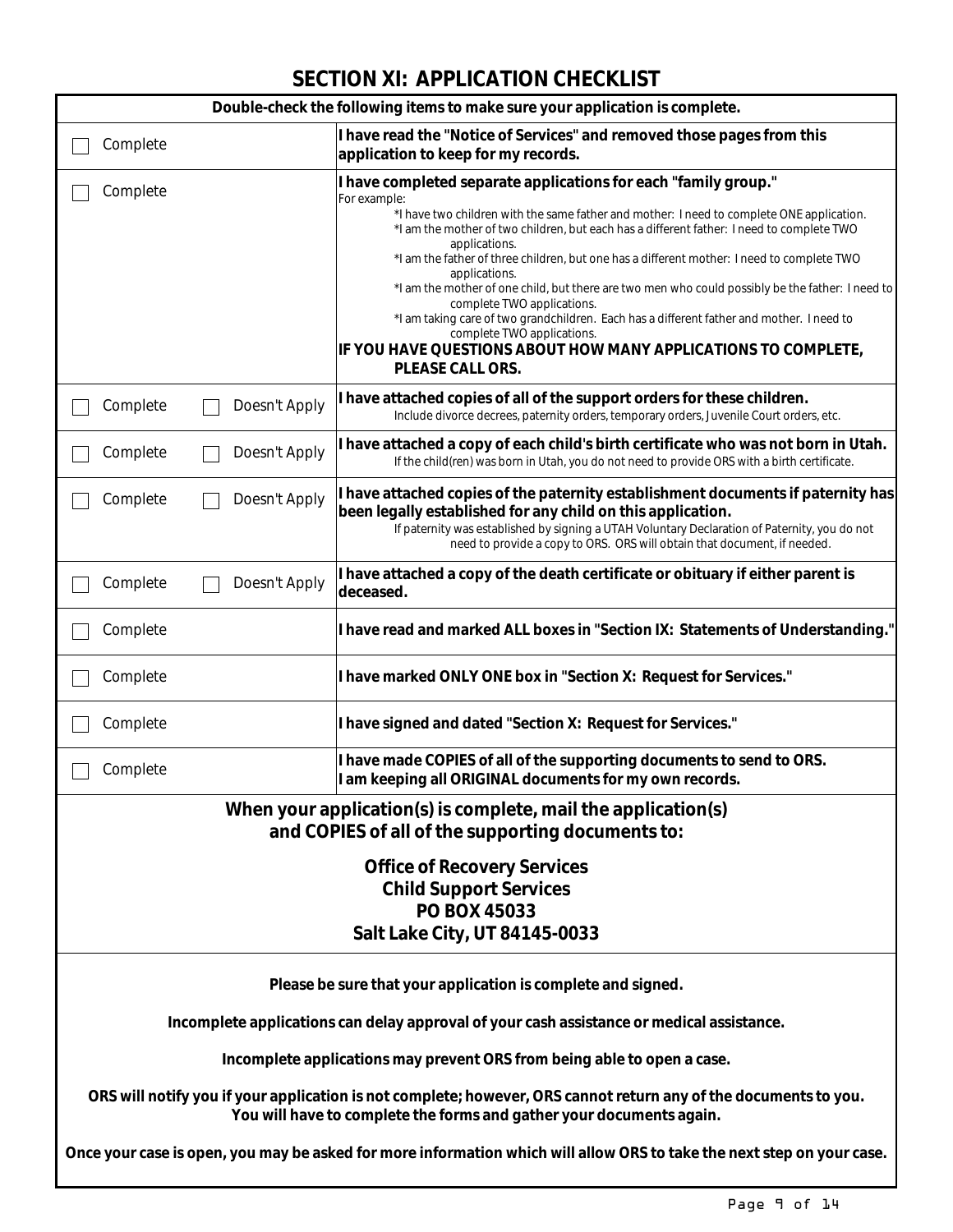## SECTION XI: APPLICATION CHECKLIST

**Double-check the following items to make sure your application is complete.**

| Status | Item |
|---|---|
| ☐ Complete | **I have read the "Notice of Services" and removed those pages from this application to keep for my records.** |
| ☐ Complete | **I have completed separate applications for each "family group."**<br>For example:<br>*I have two children with the same father and mother: I need to complete ONE application.<br>*I am the mother of two children, but each has a different father: I need to complete TWO applications.<br>*I am the father of three children, but one has a different mother: I need to complete TWO applications.<br>*I am the mother of one child, but there are two men who could possibly be the father: I need to complete TWO applications.<br>*I am taking care of two grandchildren. Each has a different father and mother. I need to complete TWO applications.<br>**IF YOU HAVE QUESTIONS ABOUT HOW MANY APPLICATIONS TO COMPLETE, PLEASE CALL ORS.** |
| ☐ Complete ☐ Doesn't Apply | **I have attached copies of all of the support orders for these children.**<br>Include divorce decrees, paternity orders, temporary orders, Juvenile Court orders, etc. |
| ☐ Complete ☐ Doesn't Apply | **I have attached a copy of each child's birth certificate who was not born in Utah.**<br>If the child(ren) was born in Utah, you do not need to provide ORS with a birth certificate. |
| ☐ Complete ☐ Doesn't Apply | **I have attached copies of the paternity establishment documents if paternity has been legally established for any child on this application.**<br>If paternity was established by signing a UTAH Voluntary Declaration of Paternity, you do not need to provide a copy to ORS. ORS will obtain that document, if needed. |
| ☐ Complete ☐ Doesn't Apply | **I have attached a copy of the death certificate or obituary if either parent is deceased.** |
| ☐ Complete | **I have read and marked ALL boxes in "Section IX: Statements of Understanding."** |
| ☐ Complete | **I have marked ONLY ONE box in "Section X: Request for Services."** |
| ☐ Complete | **I have signed and dated "Section X: Request for Services."** |
| ☐ Complete | **I have made COPIES of all of the supporting documents to send to ORS.<br>I am keeping all ORIGINAL documents for my own records.** |

**When your application(s) is complete, mail the application(s) and COPIES of all of the supporting documents to:**

**Office of Recovery Services**
**Child Support Services**
**PO BOX 45033**
**Salt Lake City, UT 84145-0033**

**Please be sure that your application is complete and signed.**

**Incomplete applications can delay approval of your cash assistance or medical assistance.**

**Incomplete applications may prevent ORS from being able to open a case.**

**ORS will notify you if your application is not complete; however, ORS cannot return any of the documents to you. You will have to complete the forms and gather your documents again.**

**Once your case is open, you may be asked for more information which will allow ORS to take the next step on your case.**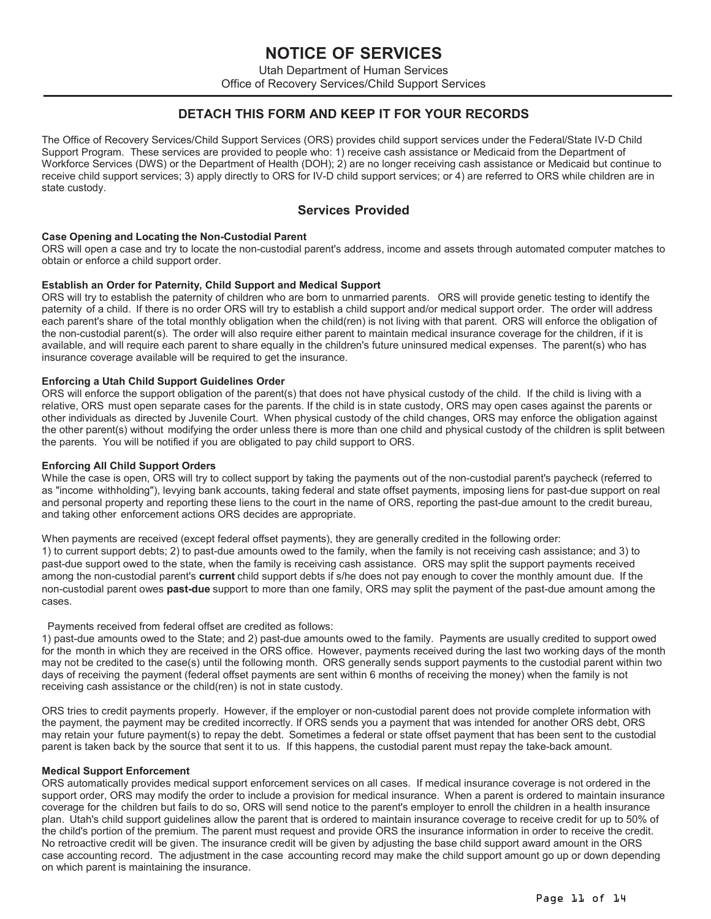# NOTICE OF SERVICES

Utah Department of Human Services
Office of Recovery Services/Child Support Services

## DETACH THIS FORM AND KEEP IT FOR YOUR RECORDS

The Office of Recovery Services/Child Support Services (ORS) provides child support services under the Federal/State IV-D Child Support Program. These services are provided to people who: 1) receive cash assistance or Medicaid from the Department of Workforce Services (DWS) or the Department of Health (DOH); 2) are no longer receiving cash assistance or Medicaid but continue to receive child support services; 3) apply directly to ORS for IV-D child support services; or 4) are referred to ORS while children are in state custody.

## Services Provided

**Case Opening and Locating the Non-Custodial Parent**
ORS will open a case and try to locate the non-custodial parent's address, income and assets through automated computer matches to obtain or enforce a child support order.

**Establish an Order for Paternity, Child Support and Medical Support**
ORS will try to establish the paternity of children who are born to unmarried parents. ORS will provide genetic testing to identify the paternity of a child. If there is no order ORS will try to establish a child support and/or medical support order. The order will address each parent's share of the total monthly obligation when the child(ren) is not living with that parent. ORS will enforce the obligation of the non-custodial parent(s). The order will also require either parent to maintain medical insurance coverage for the children, if it is available, and will require each parent to share equally in the children's future uninsured medical expenses. The parent(s) who has insurance coverage available will be required to get the insurance.

**Enforcing a Utah Child Support Guidelines Order**
ORS will enforce the support obligation of the parent(s) that does not have physical custody of the child. If the child is living with a relative, ORS must open separate cases for the parents. If the child is in state custody, ORS may open cases against the parents or other individuals as directed by Juvenile Court. When physical custody of the child changes, ORS may enforce the obligation against the other parent(s) without modifying the order unless there is more than one child and physical custody of the children is split between the parents. You will be notified if you are obligated to pay child support to ORS.

**Enforcing All Child Support Orders**
While the case is open, ORS will try to collect support by taking the payments out of the non-custodial parent's paycheck (referred to as "income withholding"), levying bank accounts, taking federal and state offset payments, imposing liens for past-due support on real and personal property and reporting these liens to the court in the name of ORS, reporting the past-due amount to the credit bureau, and taking other enforcement actions ORS decides are appropriate.

When payments are received (except federal offset payments), they are generally credited in the following order:
1) to current support debts; 2) to past-due amounts owed to the family, when the family is not receiving cash assistance; and 3) to past-due support owed to the state, when the family is receiving cash assistance. ORS may split the support payments received among the non-custodial parent's **current** child support debts if s/he does not pay enough to cover the monthly amount due. If the non-custodial parent owes **past-due** support to more than one family, ORS may split the payment of the past-due amount among the cases.

Payments received from federal offset are credited as follows:
1) past-due amounts owed to the State; and 2) past-due amounts owed to the family. Payments are usually credited to support owed for the month in which they are received in the ORS office. However, payments received during the last two working days of the month may not be credited to the case(s) until the following month. ORS generally sends support payments to the custodial parent within two days of receiving the payment (federal offset payments are sent within 6 months of receiving the money) when the family is not receiving cash assistance or the child(ren) is not in state custody.

ORS tries to credit payments properly. However, if the employer or non-custodial parent does not provide complete information with the payment, the payment may be credited incorrectly. If ORS sends you a payment that was intended for another ORS debt, ORS may retain your future payment(s) to repay the debt. Sometimes a federal or state offset payment that has been sent to the custodial parent is taken back by the source that sent it to us. If this happens, the custodial parent must repay the take-back amount.

**Medical Support Enforcement**
ORS automatically provides medical support enforcement services on all cases. If medical insurance coverage is not ordered in the support order, ORS may modify the order to include a provision for medical insurance. When a parent is ordered to maintain insurance coverage for the children but fails to do so, ORS will send notice to the parent's employer to enroll the children in a health insurance plan. Utah's child support guidelines allow the parent that is ordered to maintain insurance coverage to receive credit for up to 50% of the child's portion of the premium. The parent must request and provide ORS the insurance information in order to receive the credit. No retroactive credit will be given. The insurance credit will be given by adjusting the base child support award amount in the ORS case accounting record. The adjustment in the case accounting record may make the child support amount go up or down depending on which parent is maintaining the insurance.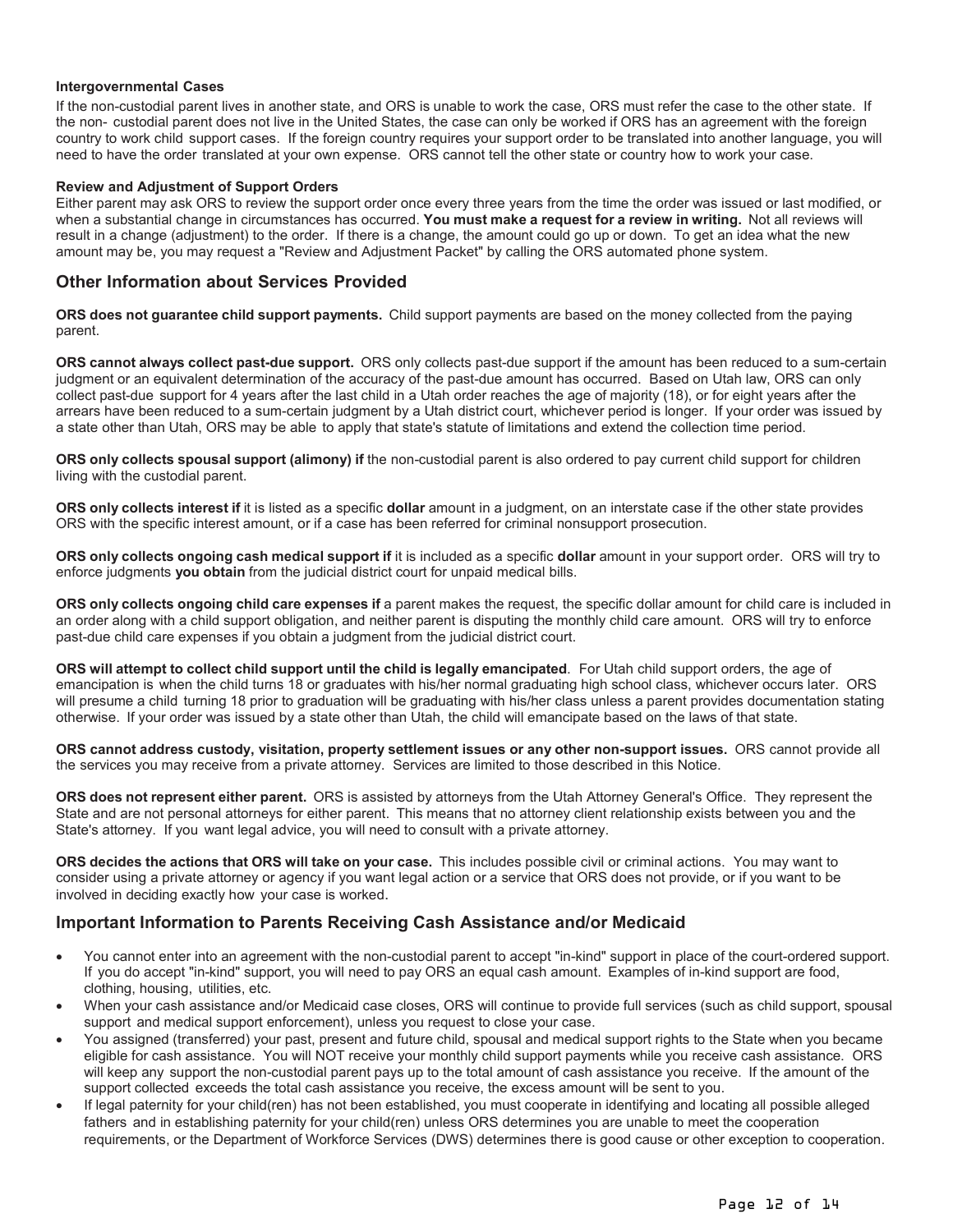#### Intergovernmental Cases

If the non-custodial parent lives in another state, and ORS is unable to work the case, ORS must refer the case to the other state. If the non- custodial parent does not live in the United States, the case can only be worked if ORS has an agreement with the foreign country to work child support cases. If the foreign country requires your support order to be translated into another language, you will need to have the order translated at your own expense. ORS cannot tell the other state or country how to work your case.

#### Review and Adjustment of Support Orders

Either parent may ask ORS to review the support order once every three years from the time the order was issued or last modified, or when a substantial change in circumstances has occurred. **You must make a request for a review in writing.** Not all reviews will result in a change (adjustment) to the order. If there is a change, the amount could go up or down. To get an idea what the new amount may be, you may request a "Review and Adjustment Packet" by calling the ORS automated phone system.

## Other Information about Services Provided

**ORS does not guarantee child support payments.** Child support payments are based on the money collected from the paying parent.

**ORS cannot always collect past-due support.** ORS only collects past-due support if the amount has been reduced to a sum-certain judgment or an equivalent determination of the accuracy of the past-due amount has occurred. Based on Utah law, ORS can only collect past-due support for 4 years after the last child in a Utah order reaches the age of majority (18), or for eight years after the arrears have been reduced to a sum-certain judgment by a Utah district court, whichever period is longer. If your order was issued by a state other than Utah, ORS may be able to apply that state's statute of limitations and extend the collection time period.

**ORS only collects spousal support (alimony) if** the non-custodial parent is also ordered to pay current child support for children living with the custodial parent.

**ORS only collects interest if** it is listed as a specific **dollar** amount in a judgment, on an interstate case if the other state provides ORS with the specific interest amount, or if a case has been referred for criminal nonsupport prosecution.

**ORS only collects ongoing cash medical support if** it is included as a specific **dollar** amount in your support order. ORS will try to enforce judgments **you obtain** from the judicial district court for unpaid medical bills.

**ORS only collects ongoing child care expenses if** a parent makes the request, the specific dollar amount for child care is included in an order along with a child support obligation, and neither parent is disputing the monthly child care amount. ORS will try to enforce past-due child care expenses if you obtain a judgment from the judicial district court.

**ORS will attempt to collect child support until the child is legally emancipated**. For Utah child support orders, the age of emancipation is when the child turns 18 or graduates with his/her normal graduating high school class, whichever occurs later. ORS will presume a child turning 18 prior to graduation will be graduating with his/her class unless a parent provides documentation stating otherwise. If your order was issued by a state other than Utah, the child will emancipate based on the laws of that state.

**ORS cannot address custody, visitation, property settlement issues or any other non-support issues.** ORS cannot provide all the services you may receive from a private attorney. Services are limited to those described in this Notice.

**ORS does not represent either parent.** ORS is assisted by attorneys from the Utah Attorney General's Office. They represent the State and are not personal attorneys for either parent. This means that no attorney client relationship exists between you and the State's attorney. If you want legal advice, you will need to consult with a private attorney.

**ORS decides the actions that ORS will take on your case.** This includes possible civil or criminal actions. You may want to consider using a private attorney or agency if you want legal action or a service that ORS does not provide, or if you want to be involved in deciding exactly how your case is worked.

## Important Information to Parents Receiving Cash Assistance and/or Medicaid

- You cannot enter into an agreement with the non-custodial parent to accept "in-kind" support in place of the court-ordered support. If you do accept "in-kind" support, you will need to pay ORS an equal cash amount. Examples of in-kind support are food, clothing, housing, utilities, etc.
- When your cash assistance and/or Medicaid case closes, ORS will continue to provide full services (such as child support, spousal support and medical support enforcement), unless you request to close your case.
- You assigned (transferred) your past, present and future child, spousal and medical support rights to the State when you became eligible for cash assistance. You will NOT receive your monthly child support payments while you receive cash assistance. ORS will keep any support the non-custodial parent pays up to the total amount of cash assistance you receive. If the amount of the support collected exceeds the total cash assistance you receive, the excess amount will be sent to you.
- If legal paternity for your child(ren) has not been established, you must cooperate in identifying and locating all possible alleged fathers and in establishing paternity for your child(ren) unless ORS determines you are unable to meet the cooperation requirements, or the Department of Workforce Services (DWS) determines there is good cause or other exception to cooperation.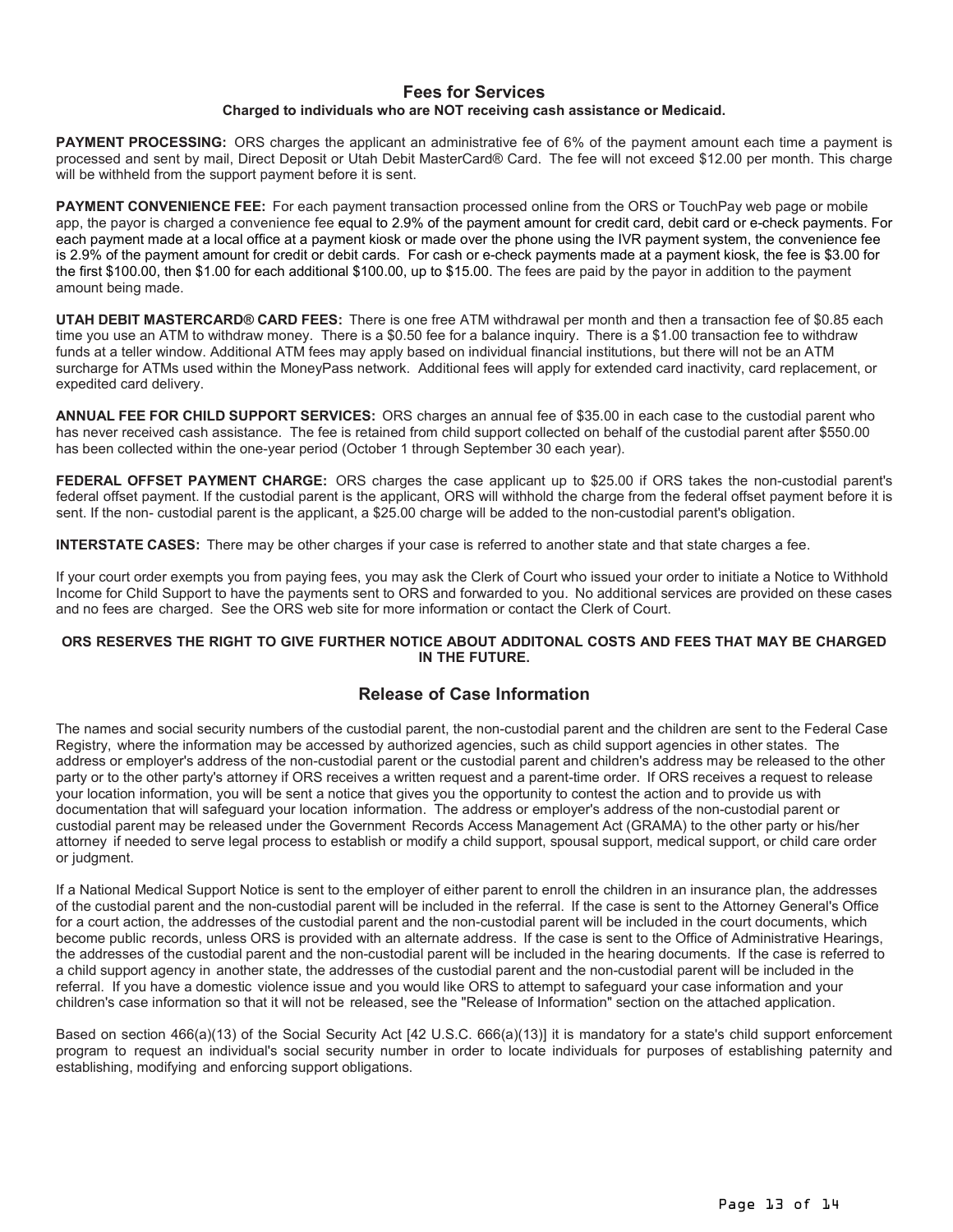## Fees for Services

**Charged to individuals who are NOT receiving cash assistance or Medicaid.**

**PAYMENT PROCESSING:** ORS charges the applicant an administrative fee of 6% of the payment amount each time a payment is processed and sent by mail, Direct Deposit or Utah Debit MasterCard® Card. The fee will not exceed $12.00 per month. This charge will be withheld from the support payment before it is sent.

**PAYMENT CONVENIENCE FEE:** For each payment transaction processed online from the ORS or TouchPay web page or mobile app, the payor is charged a convenience fee equal to 2.9% of the payment amount for credit card, debit card or e-check payments. For each payment made at a local office at a payment kiosk or made over the phone using the IVR payment system, the convenience fee is 2.9% of the payment amount for credit or debit cards. For cash or e-check payments made at a payment kiosk, the fee is $3.00 for the first $100.00, then $1.00 for each additional $100.00, up to $15.00. The fees are paid by the payor in addition to the payment amount being made.

**UTAH DEBIT MASTERCARD® CARD FEES:** There is one free ATM withdrawal per month and then a transaction fee of $0.85 each time you use an ATM to withdraw money. There is a $0.50 fee for a balance inquiry. There is a $1.00 transaction fee to withdraw funds at a teller window. Additional ATM fees may apply based on individual financial institutions, but there will not be an ATM surcharge for ATMs used within the MoneyPass network. Additional fees will apply for extended card inactivity, card replacement, or expedited card delivery.

**ANNUAL FEE FOR CHILD SUPPORT SERVICES:** ORS charges an annual fee of $35.00 in each case to the custodial parent who has never received cash assistance. The fee is retained from child support collected on behalf of the custodial parent after $550.00 has been collected within the one-year period (October 1 through September 30 each year).

**FEDERAL OFFSET PAYMENT CHARGE:** ORS charges the case applicant up to $25.00 if ORS takes the non-custodial parent's federal offset payment. If the custodial parent is the applicant, ORS will withhold the charge from the federal offset payment before it is sent. If the non- custodial parent is the applicant, a $25.00 charge will be added to the non-custodial parent's obligation.

**INTERSTATE CASES:** There may be other charges if your case is referred to another state and that state charges a fee.

If your court order exempts you from paying fees, you may ask the Clerk of Court who issued your order to initiate a Notice to Withhold Income for Child Support to have the payments sent to ORS and forwarded to you. No additional services are provided on these cases and no fees are charged. See the ORS web site for more information or contact the Clerk of Court.

**ORS RESERVES THE RIGHT TO GIVE FURTHER NOTICE ABOUT ADDITONAL COSTS AND FEES THAT MAY BE CHARGED IN THE FUTURE.**

## Release of Case Information

The names and social security numbers of the custodial parent, the non-custodial parent and the children are sent to the Federal Case Registry, where the information may be accessed by authorized agencies, such as child support agencies in other states. The address or employer's address of the non-custodial parent or the custodial parent and children's address may be released to the other party or to the other party's attorney if ORS receives a written request and a parent-time order. If ORS receives a request to release your location information, you will be sent a notice that gives you the opportunity to contest the action and to provide us with documentation that will safeguard your location information. The address or employer's address of the non-custodial parent or custodial parent may be released under the Government Records Access Management Act (GRAMA) to the other party or his/her attorney if needed to serve legal process to establish or modify a child support, spousal support, medical support, or child care order or judgment.

If a National Medical Support Notice is sent to the employer of either parent to enroll the children in an insurance plan, the addresses of the custodial parent and the non-custodial parent will be included in the referral. If the case is sent to the Attorney General's Office for a court action, the addresses of the custodial parent and the non-custodial parent will be included in the court documents, which become public records, unless ORS is provided with an alternate address. If the case is sent to the Office of Administrative Hearings, the addresses of the custodial parent and the non-custodial parent will be included in the hearing documents. If the case is referred to a child support agency in another state, the addresses of the custodial parent and the non-custodial parent will be included in the referral. If you have a domestic violence issue and you would like ORS to attempt to safeguard your case information and your children's case information so that it will not be released, see the "Release of Information" section on the attached application.

Based on section 466(a)(13) of the Social Security Act [42 U.S.C. 666(a)(13)] it is mandatory for a state's child support enforcement program to request an individual's social security number in order to locate individuals for purposes of establishing paternity and establishing, modifying and enforcing support obligations.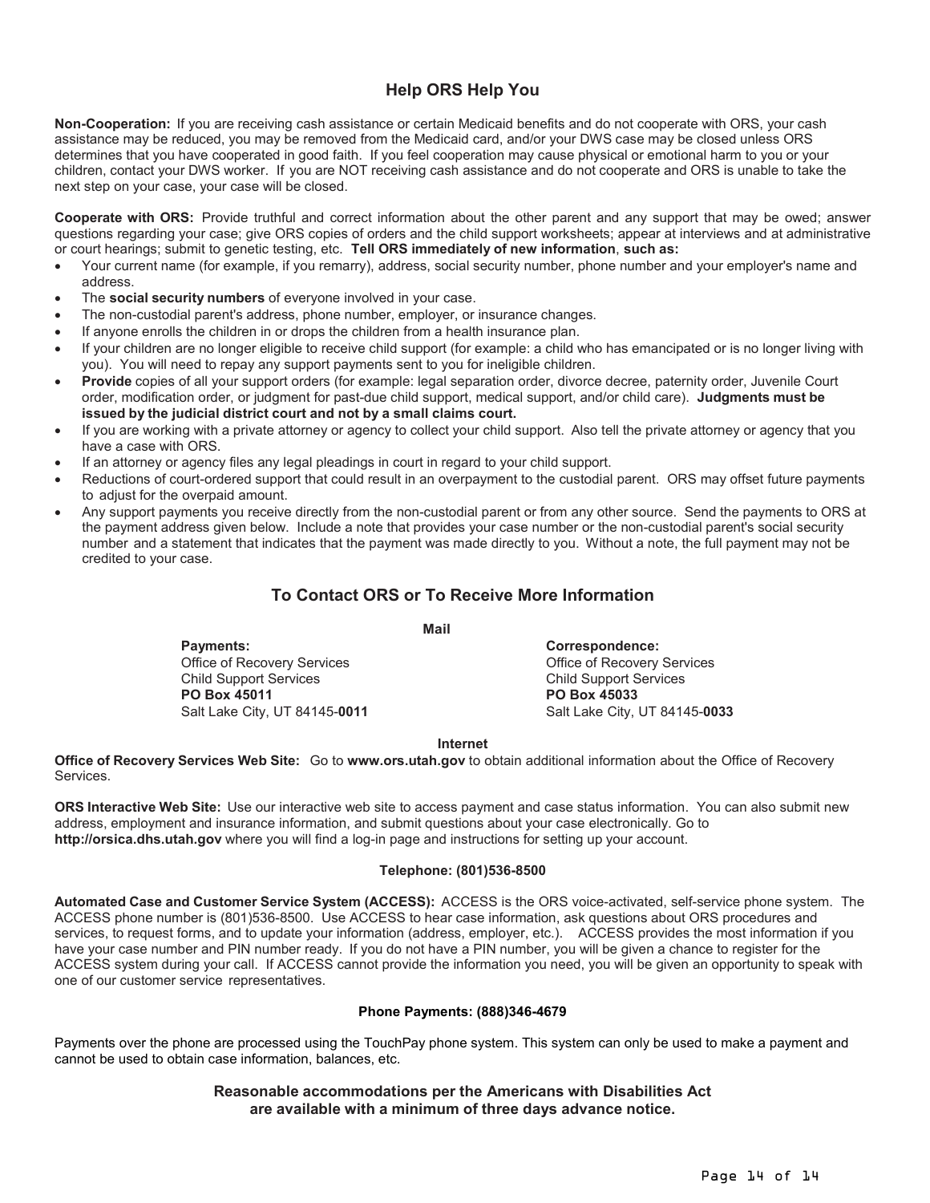## Help ORS Help You

**Non-Cooperation:** If you are receiving cash assistance or certain Medicaid benefits and do not cooperate with ORS, your cash assistance may be reduced, you may be removed from the Medicaid card, and/or your DWS case may be closed unless ORS determines that you have cooperated in good faith. If you feel cooperation may cause physical or emotional harm to you or your children, contact your DWS worker. If you are NOT receiving cash assistance and do not cooperate and ORS is unable to take the next step on your case, your case will be closed.

**Cooperate with ORS:** Provide truthful and correct information about the other parent and any support that may be owed; answer questions regarding your case; give ORS copies of orders and the child support worksheets; appear at interviews and at administrative or court hearings; submit to genetic testing, etc. **Tell ORS immediately of new information**, **such as:**

- Your current name (for example, if you remarry), address, social security number, phone number and your employer's name and address.
- The **social security numbers** of everyone involved in your case.
- The non-custodial parent's address, phone number, employer, or insurance changes.
- If anyone enrolls the children in or drops the children from a health insurance plan.
- If your children are no longer eligible to receive child support (for example: a child who has emancipated or is no longer living with you). You will need to repay any support payments sent to you for ineligible children.
- **Provide** copies of all your support orders (for example: legal separation order, divorce decree, paternity order, Juvenile Court order, modification order, or judgment for past-due child support, medical support, and/or child care). **Judgments must be issued by the judicial district court and not by a small claims court.**
- If you are working with a private attorney or agency to collect your child support. Also tell the private attorney or agency that you have a case with ORS.
- If an attorney or agency files any legal pleadings in court in regard to your child support.
- Reductions of court-ordered support that could result in an overpayment to the custodial parent. ORS may offset future payments to adjust for the overpaid amount.
- Any support payments you receive directly from the non-custodial parent or from any other source. Send the payments to ORS at the payment address given below. Include a note that provides your case number or the non-custodial parent's social security number and a statement that indicates that the payment was made directly to you. Without a note, the full payment may not be credited to your case.

## To Contact ORS or To Receive More Information

**Mail**

**Payments:**
Office of Recovery Services
Child Support Services
**PO Box 45011**
Salt Lake City, UT 84145-**0011**

**Correspondence:**
Office of Recovery Services
Child Support Services
**PO Box 45033**
Salt Lake City, UT 84145-**0033**

**Internet**

**Office of Recovery Services Web Site:** Go to **www.ors.utah.gov** to obtain additional information about the Office of Recovery Services.

**ORS Interactive Web Site:** Use our interactive web site to access payment and case status information. You can also submit new address, employment and insurance information, and submit questions about your case electronically. Go to **http://orsica.dhs.utah.gov** where you will find a log-in page and instructions for setting up your account.

**Telephone: (801)536-8500**

**Automated Case and Customer Service System (ACCESS):** ACCESS is the ORS voice-activated, self-service phone system. The ACCESS phone number is (801)536-8500. Use ACCESS to hear case information, ask questions about ORS procedures and services, to request forms, and to update your information (address, employer, etc.). ACCESS provides the most information if you have your case number and PIN number ready. If you do not have a PIN number, you will be given a chance to register for the ACCESS system during your call. If ACCESS cannot provide the information you need, you will be given an opportunity to speak with one of our customer service representatives.

**Phone Payments: (888)346-4679**

Payments over the phone are processed using the TouchPay phone system. This system can only be used to make a payment and cannot be used to obtain case information, balances, etc.

**Reasonable accommodations per the Americans with Disabilities Act are available with a minimum of three days advance notice.**